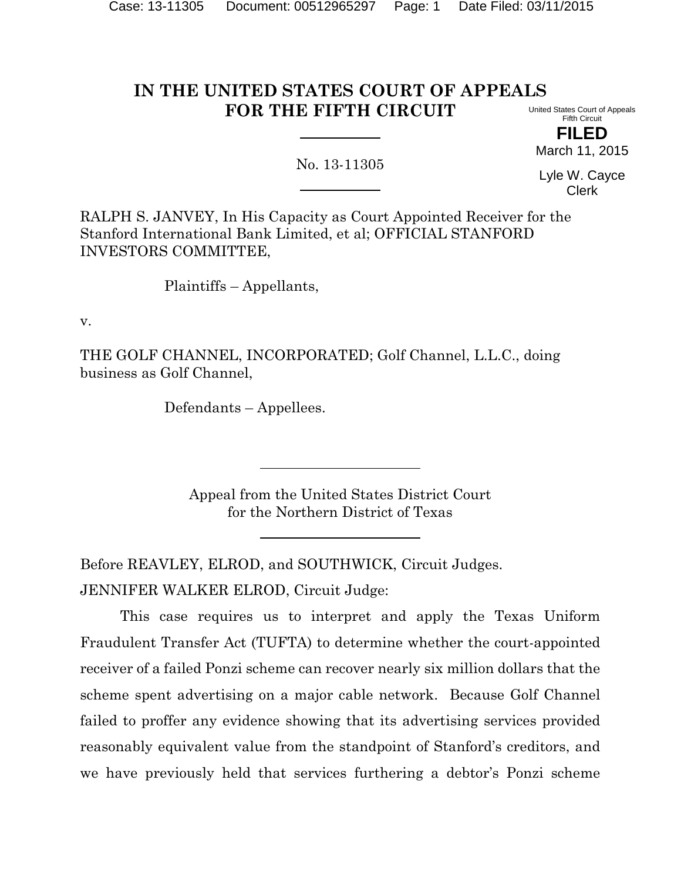# IN THE UNITED STATES COURT OF APPEALS FOR THE FIFTH CIRCUIT

United States Court of Appeals
Fifth Circuit

**FILED**
March 11, 2015

Lyle W. Cayce
Clerk

No. 13-11305

RALPH S. JANVEY, In His Capacity as Court Appointed Receiver for the Stanford International Bank Limited, et al; OFFICIAL STANFORD INVESTORS COMMITTEE,

Plaintiffs – Appellants,

v.

THE GOLF CHANNEL, INCORPORATED; Golf Channel, L.L.C., doing business as Golf Channel,

Defendants – Appellees.

Appeal from the United States District Court
for the Northern District of Texas

Before REAVLEY, ELROD, and SOUTHWICK, Circuit Judges.

JENNIFER WALKER ELROD, Circuit Judge:

This case requires us to interpret and apply the Texas Uniform Fraudulent Transfer Act (TUFTA) to determine whether the court-appointed receiver of a failed Ponzi scheme can recover nearly six million dollars that the scheme spent advertising on a major cable network. Because Golf Channel failed to proffer any evidence showing that its advertising services provided reasonably equivalent value from the standpoint of Stanford's creditors, and we have previously held that services furthering a debtor's Ponzi scheme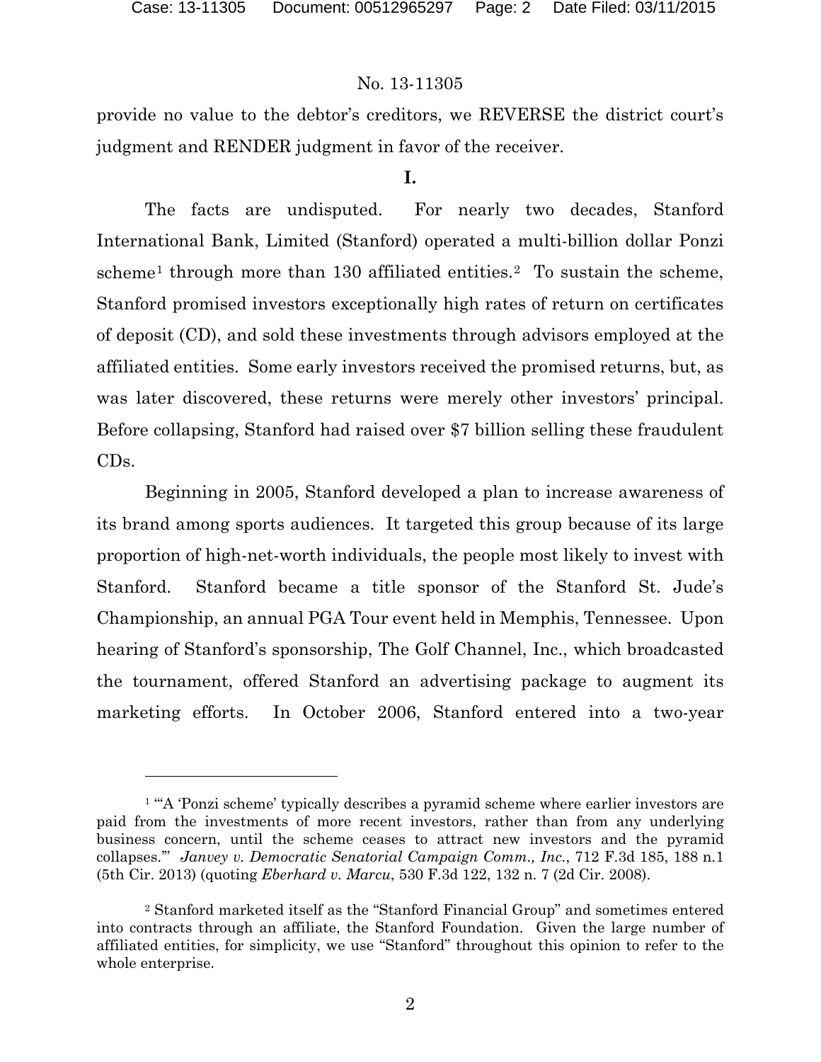provide no value to the debtor's creditors, we REVERSE the district court's judgment and RENDER judgment in favor of the receiver.

## I.

The facts are undisputed. For nearly two decades, Stanford International Bank, Limited (Stanford) operated a multi-billion dollar Ponzi scheme[1] through more than 130 affiliated entities.[2] To sustain the scheme, Stanford promised investors exceptionally high rates of return on certificates of deposit (CD), and sold these investments through advisors employed at the affiliated entities. Some early investors received the promised returns, but, as was later discovered, these returns were merely other investors' principal. Before collapsing, Stanford had raised over $7 billion selling these fraudulent CDs.

Beginning in 2005, Stanford developed a plan to increase awareness of its brand among sports audiences. It targeted this group because of its large proportion of high-net-worth individuals, the people most likely to invest with Stanford. Stanford became a title sponsor of the Stanford St. Jude's Championship, an annual PGA Tour event held in Memphis, Tennessee. Upon hearing of Stanford's sponsorship, The Golf Channel, Inc., which broadcasted the tournament, offered Stanford an advertising package to augment its marketing efforts. In October 2006, Stanford entered into a two-year

---

[1] "'A 'Ponzi scheme' typically describes a pyramid scheme where earlier investors are paid from the investments of more recent investors, rather than from any underlying business concern, until the scheme ceases to attract new investors and the pyramid collapses.'" *Janvey v. Democratic Senatorial Campaign Comm., Inc.*, 712 F.3d 185, 188 n.1 (5th Cir. 2013) (quoting *Eberhard v. Marcu*, 530 F.3d 122, 132 n. 7 (2d Cir. 2008).

[2] Stanford marketed itself as the "Stanford Financial Group" and sometimes entered into contracts through an affiliate, the Stanford Foundation. Given the large number of affiliated entities, for simplicity, we use "Stanford" throughout this opinion to refer to the whole enterprise.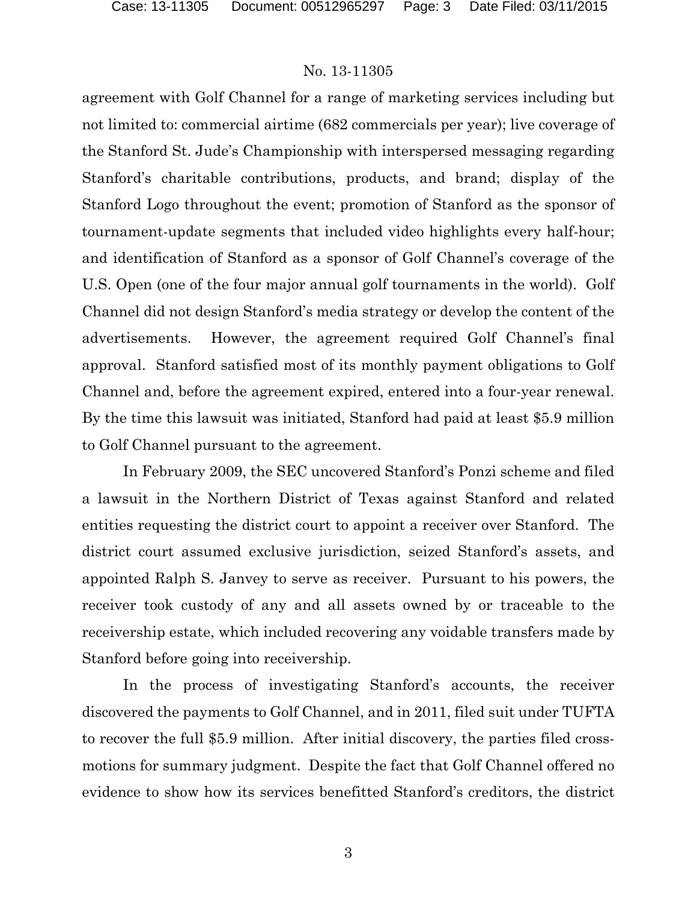agreement with Golf Channel for a range of marketing services including but not limited to: commercial airtime (682 commercials per year); live coverage of the Stanford St. Jude's Championship with interspersed messaging regarding Stanford's charitable contributions, products, and brand; display of the Stanford Logo throughout the event; promotion of Stanford as the sponsor of tournament-update segments that included video highlights every half-hour; and identification of Stanford as a sponsor of Golf Channel's coverage of the U.S. Open (one of the four major annual golf tournaments in the world). Golf Channel did not design Stanford's media strategy or develop the content of the advertisements. However, the agreement required Golf Channel's final approval. Stanford satisfied most of its monthly payment obligations to Golf Channel and, before the agreement expired, entered into a four-year renewal. By the time this lawsuit was initiated, Stanford had paid at least $5.9 million to Golf Channel pursuant to the agreement.

In February 2009, the SEC uncovered Stanford's Ponzi scheme and filed a lawsuit in the Northern District of Texas against Stanford and related entities requesting the district court to appoint a receiver over Stanford. The district court assumed exclusive jurisdiction, seized Stanford's assets, and appointed Ralph S. Janvey to serve as receiver. Pursuant to his powers, the receiver took custody of any and all assets owned by or traceable to the receivership estate, which included recovering any voidable transfers made by Stanford before going into receivership.

In the process of investigating Stanford's accounts, the receiver discovered the payments to Golf Channel, and in 2011, filed suit under TUFTA to recover the full $5.9 million. After initial discovery, the parties filed cross-motions for summary judgment. Despite the fact that Golf Channel offered no evidence to show how its services benefitted Stanford's creditors, the district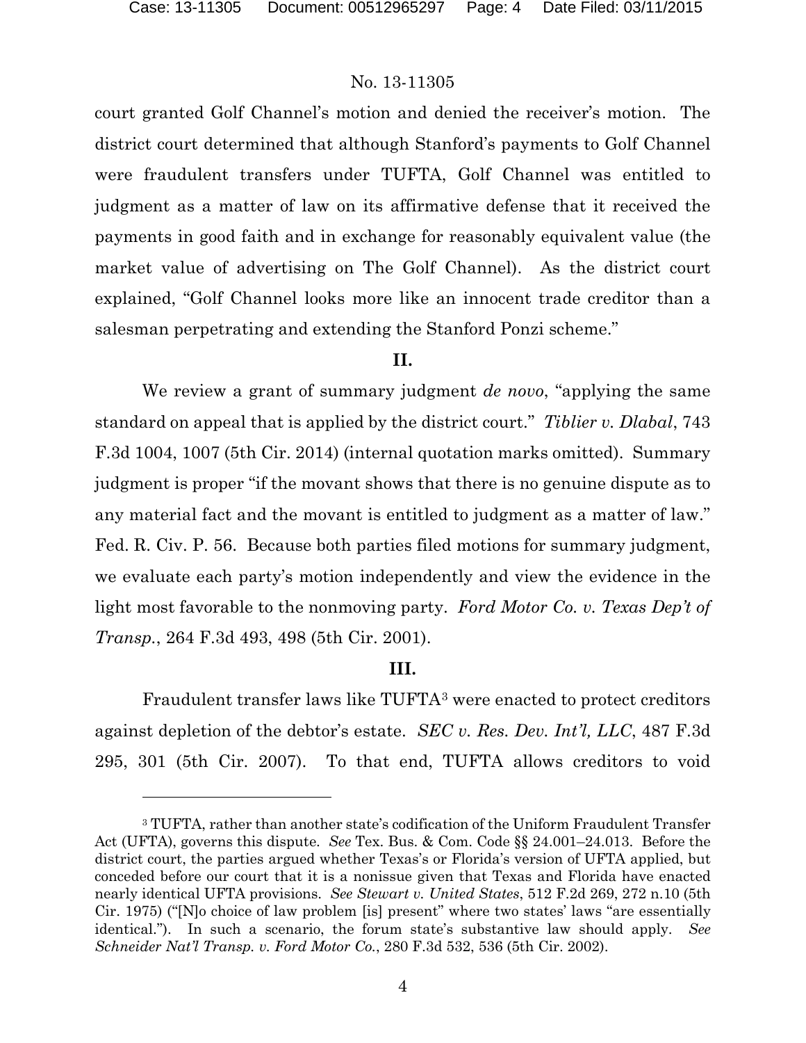court granted Golf Channel's motion and denied the receiver's motion. The district court determined that although Stanford's payments to Golf Channel were fraudulent transfers under TUFTA, Golf Channel was entitled to judgment as a matter of law on its affirmative defense that it received the payments in good faith and in exchange for reasonably equivalent value (the market value of advertising on The Golf Channel). As the district court explained, "Golf Channel looks more like an innocent trade creditor than a salesman perpetrating and extending the Stanford Ponzi scheme."

## II.

We review a grant of summary judgment *de novo*, "applying the same standard on appeal that is applied by the district court." *Tiblier v. Dlabal*, 743 F.3d 1004, 1007 (5th Cir. 2014) (internal quotation marks omitted). Summary judgment is proper "if the movant shows that there is no genuine dispute as to any material fact and the movant is entitled to judgment as a matter of law." Fed. R. Civ. P. 56. Because both parties filed motions for summary judgment, we evaluate each party's motion independently and view the evidence in the light most favorable to the nonmoving party. *Ford Motor Co. v. Texas Dep't of Transp.*, 264 F.3d 493, 498 (5th Cir. 2001).

## III.

Fraudulent transfer laws like TUFTA[3] were enacted to protect creditors against depletion of the debtor's estate. *SEC v. Res. Dev. Int'l, LLC*, 487 F.3d 295, 301 (5th Cir. 2007). To that end, TUFTA allows creditors to void

---

[3] TUFTA, rather than another state's codification of the Uniform Fraudulent Transfer Act (UFTA), governs this dispute. *See* Tex. Bus. & Com. Code §§ 24.001–24.013. Before the district court, the parties argued whether Texas's or Florida's version of UFTA applied, but conceded before our court that it is a nonissue given that Texas and Florida have enacted nearly identical UFTA provisions. *See Stewart v. United States*, 512 F.2d 269, 272 n.10 (5th Cir. 1975) ("[N]o choice of law problem [is] present" where two states' laws "are essentially identical."). In such a scenario, the forum state's substantive law should apply. *See Schneider Nat'l Transp. v. Ford Motor Co.*, 280 F.3d 532, 536 (5th Cir. 2002).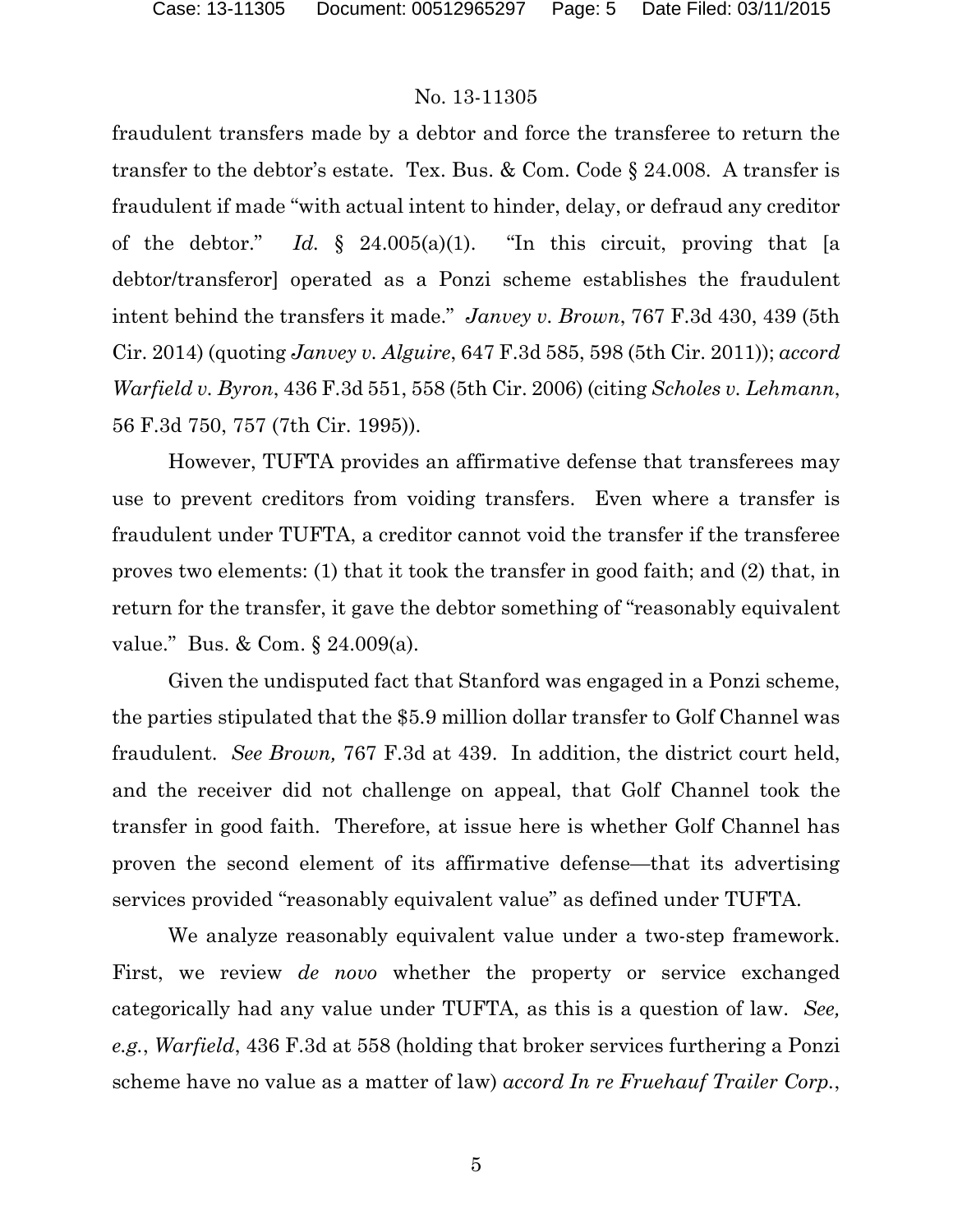fraudulent transfers made by a debtor and force the transferee to return the transfer to the debtor's estate. Tex. Bus. & Com. Code § 24.008. A transfer is fraudulent if made "with actual intent to hinder, delay, or defraud any creditor of the debtor." *Id.* § 24.005(a)(1). "In this circuit, proving that [a debtor/transferor] operated as a Ponzi scheme establishes the fraudulent intent behind the transfers it made." *Janvey v. Brown*, 767 F.3d 430, 439 (5th Cir. 2014) (quoting *Janvey v. Alguire*, 647 F.3d 585, 598 (5th Cir. 2011)); *accord Warfield v. Byron*, 436 F.3d 551, 558 (5th Cir. 2006) (citing *Scholes v. Lehmann*, 56 F.3d 750, 757 (7th Cir. 1995)).

However, TUFTA provides an affirmative defense that transferees may use to prevent creditors from voiding transfers. Even where a transfer is fraudulent under TUFTA, a creditor cannot void the transfer if the transferee proves two elements: (1) that it took the transfer in good faith; and (2) that, in return for the transfer, it gave the debtor something of "reasonably equivalent value." Bus. & Com. § 24.009(a).

Given the undisputed fact that Stanford was engaged in a Ponzi scheme, the parties stipulated that the $5.9 million dollar transfer to Golf Channel was fraudulent. *See Brown,* 767 F.3d at 439. In addition, the district court held, and the receiver did not challenge on appeal, that Golf Channel took the transfer in good faith. Therefore, at issue here is whether Golf Channel has proven the second element of its affirmative defense—that its advertising services provided "reasonably equivalent value" as defined under TUFTA.

We analyze reasonably equivalent value under a two-step framework. First, we review *de novo* whether the property or service exchanged categorically had any value under TUFTA, as this is a question of law. *See, e.g.*, *Warfield*, 436 F.3d at 558 (holding that broker services furthering a Ponzi scheme have no value as a matter of law) *accord In re Fruehauf Trailer Corp.*,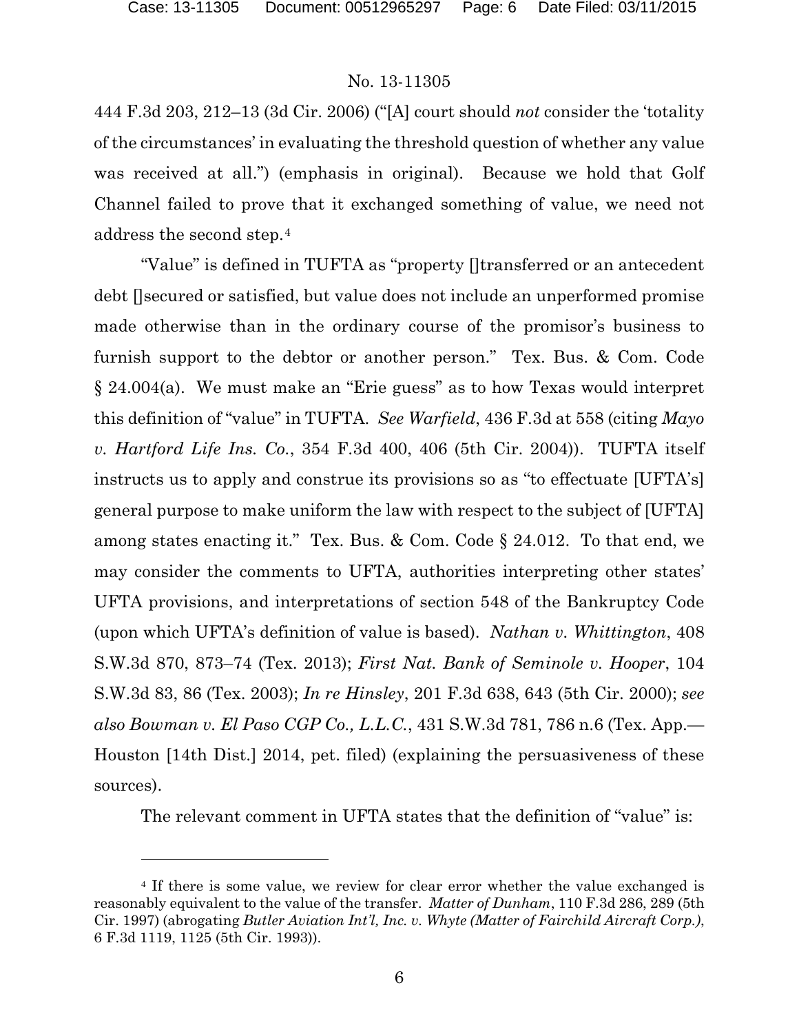444 F.3d 203, 212–13 (3d Cir. 2006) ("[A] court should *not* consider the 'totality of the circumstances' in evaluating the threshold question of whether any value was received at all.") (emphasis in original). Because we hold that Golf Channel failed to prove that it exchanged something of value, we need not address the second step.[4]

"Value" is defined in TUFTA as "property []transferred or an antecedent debt []secured or satisfied, but value does not include an unperformed promise made otherwise than in the ordinary course of the promisor's business to furnish support to the debtor or another person." Tex. Bus. & Com. Code § 24.004(a). We must make an "Erie guess" as to how Texas would interpret this definition of "value" in TUFTA. *See Warfield*, 436 F.3d at 558 (citing *Mayo v. Hartford Life Ins. Co.*, 354 F.3d 400, 406 (5th Cir. 2004)). TUFTA itself instructs us to apply and construe its provisions so as "to effectuate [UFTA's] general purpose to make uniform the law with respect to the subject of [UFTA] among states enacting it." Tex. Bus. & Com. Code § 24.012. To that end, we may consider the comments to UFTA, authorities interpreting other states' UFTA provisions, and interpretations of section 548 of the Bankruptcy Code (upon which UFTA's definition of value is based). *Nathan v. Whittington*, 408 S.W.3d 870, 873–74 (Tex. 2013); *First Nat. Bank of Seminole v. Hooper*, 104 S.W.3d 83, 86 (Tex. 2003); *In re Hinsley*, 201 F.3d 638, 643 (5th Cir. 2000); *see also Bowman v. El Paso CGP Co., L.L.C.*, 431 S.W.3d 781, 786 n.6 (Tex. App.—Houston [14th Dist.] 2014, pet. filed) (explaining the persuasiveness of these sources).

The relevant comment in UFTA states that the definition of "value" is:

---

[4] If there is some value, we review for clear error whether the value exchanged is reasonably equivalent to the value of the transfer. *Matter of Dunham*, 110 F.3d 286, 289 (5th Cir. 1997) (abrogating *Butler Aviation Int'l, Inc. v. Whyte (Matter of Fairchild Aircraft Corp.)*, 6 F.3d 1119, 1125 (5th Cir. 1993)).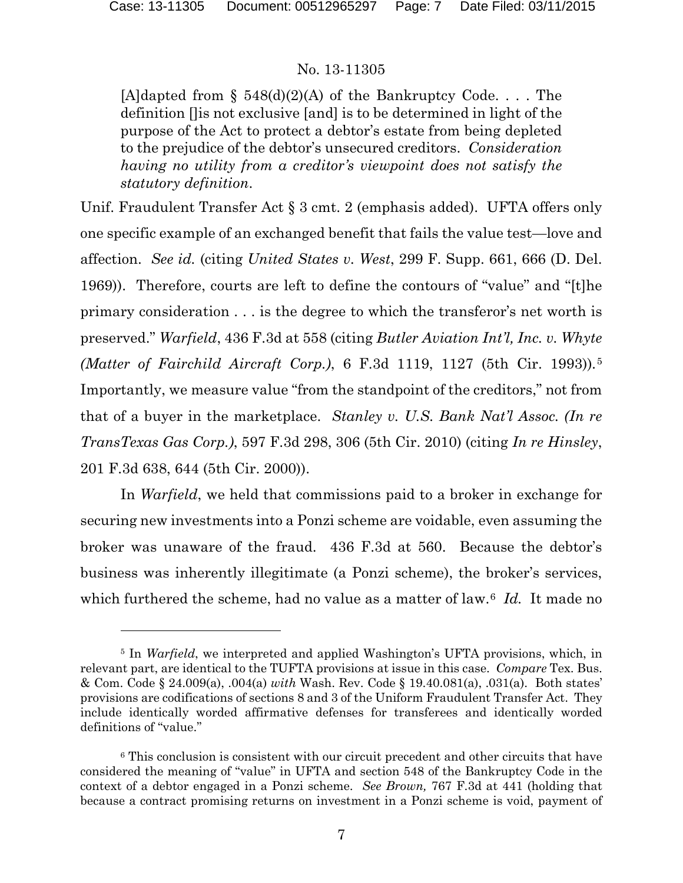> [A]dapted from § 548(d)(2)(A) of the Bankruptcy Code. . . . The definition []is not exclusive [and] is to be determined in light of the purpose of the Act to protect a debtor's estate from being depleted to the prejudice of the debtor's unsecured creditors. *Consideration having no utility from a creditor's viewpoint does not satisfy the statutory definition.*

Unif. Fraudulent Transfer Act § 3 cmt. 2 (emphasis added). UFTA offers only one specific example of an exchanged benefit that fails the value test—love and affection. *See id.* (citing *United States v. West*, 299 F. Supp. 661, 666 (D. Del. 1969)). Therefore, courts are left to define the contours of "value" and "[t]he primary consideration . . . is the degree to which the transferor's net worth is preserved." *Warfield*, 436 F.3d at 558 (citing *Butler Aviation Int'l, Inc. v. Whyte (Matter of Fairchild Aircraft Corp.)*, 6 F.3d 1119, 1127 (5th Cir. 1993)).[5] Importantly, we measure value "from the standpoint of the creditors," not from that of a buyer in the marketplace. *Stanley v. U.S. Bank Nat'l Assoc. (In re TransTexas Gas Corp.)*, 597 F.3d 298, 306 (5th Cir. 2010) (citing *In re Hinsley*, 201 F.3d 638, 644 (5th Cir. 2000)).

In *Warfield*, we held that commissions paid to a broker in exchange for securing new investments into a Ponzi scheme are voidable, even assuming the broker was unaware of the fraud. 436 F.3d at 560. Because the debtor's business was inherently illegitimate (a Ponzi scheme), the broker's services, which furthered the scheme, had no value as a matter of law.[6] *Id.* It made no

---

[5] In *Warfield*, we interpreted and applied Washington's UFTA provisions, which, in relevant part, are identical to the TUFTA provisions at issue in this case. *Compare* Tex. Bus. & Com. Code § 24.009(a), .004(a) *with* Wash. Rev. Code § 19.40.081(a), .031(a). Both states' provisions are codifications of sections 8 and 3 of the Uniform Fraudulent Transfer Act. They include identically worded affirmative defenses for transferees and identically worded definitions of "value."

[6] This conclusion is consistent with our circuit precedent and other circuits that have considered the meaning of "value" in UFTA and section 548 of the Bankruptcy Code in the context of a debtor engaged in a Ponzi scheme. *See Brown,* 767 F.3d at 441 (holding that because a contract promising returns on investment in a Ponzi scheme is void, payment of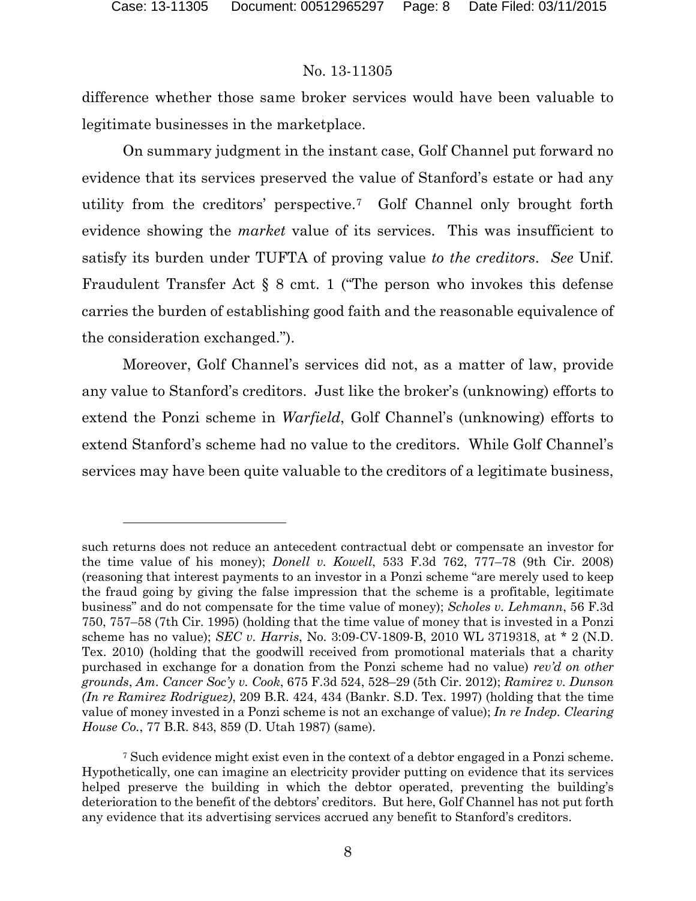difference whether those same broker services would have been valuable to legitimate businesses in the marketplace.

On summary judgment in the instant case, Golf Channel put forward no evidence that its services preserved the value of Stanford's estate or had any utility from the creditors' perspective.[7] Golf Channel only brought forth evidence showing the *market* value of its services. This was insufficient to satisfy its burden under TUFTA of proving value *to the creditors*. *See* Unif. Fraudulent Transfer Act § 8 cmt. 1 ("The person who invokes this defense carries the burden of establishing good faith and the reasonable equivalence of the consideration exchanged.").

Moreover, Golf Channel's services did not, as a matter of law, provide any value to Stanford's creditors. Just like the broker's (unknowing) efforts to extend the Ponzi scheme in *Warfield*, Golf Channel's (unknowing) efforts to extend Stanford's scheme had no value to the creditors. While Golf Channel's services may have been quite valuable to the creditors of a legitimate business,

---

such returns does not reduce an antecedent contractual debt or compensate an investor for the time value of his money); *Donell v. Kowell*, 533 F.3d 762, 777–78 (9th Cir. 2008) (reasoning that interest payments to an investor in a Ponzi scheme "are merely used to keep the fraud going by giving the false impression that the scheme is a profitable, legitimate business" and do not compensate for the time value of money); *Scholes v. Lehmann*, 56 F.3d 750, 757–58 (7th Cir. 1995) (holding that the time value of money that is invested in a Ponzi scheme has no value); *SEC v. Harris*, No. 3:09-CV-1809-B, 2010 WL 3719318, at * 2 (N.D. Tex. 2010) (holding that the goodwill received from promotional materials that a charity purchased in exchange for a donation from the Ponzi scheme had no value) *rev'd on other grounds*, *Am. Cancer Soc'y v. Cook*, 675 F.3d 524, 528–29 (5th Cir. 2012); *Ramirez v. Dunson (In re Ramirez Rodriguez)*, 209 B.R. 424, 434 (Bankr. S.D. Tex. 1997) (holding that the time value of money invested in a Ponzi scheme is not an exchange of value); *In re Indep. Clearing House Co.*, 77 B.R. 843, 859 (D. Utah 1987) (same).

[7] Such evidence might exist even in the context of a debtor engaged in a Ponzi scheme. Hypothetically, one can imagine an electricity provider putting on evidence that its services helped preserve the building in which the debtor operated, preventing the building's deterioration to the benefit of the debtors' creditors. But here, Golf Channel has not put forth any evidence that its advertising services accrued any benefit to Stanford's creditors.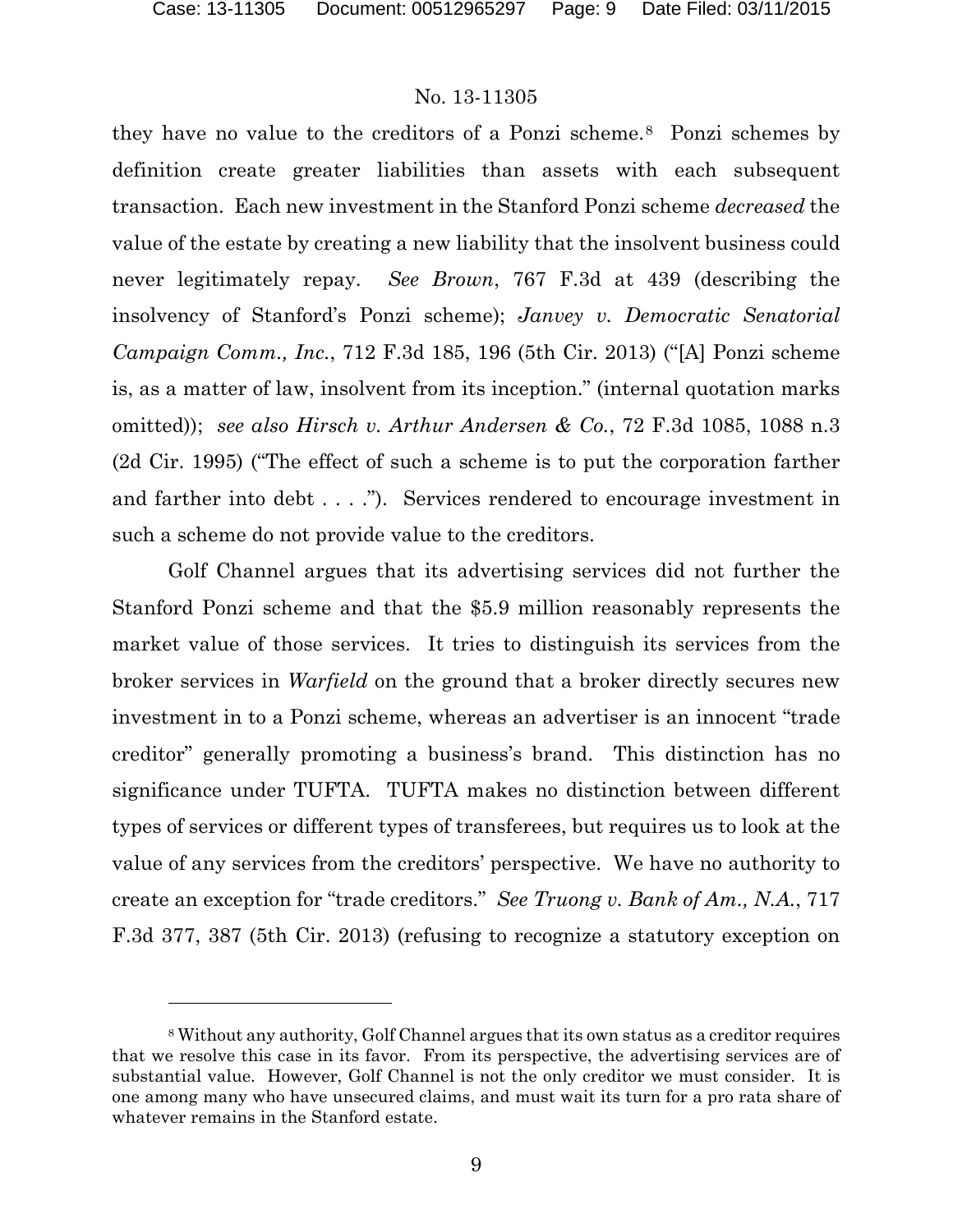they have no value to the creditors of a Ponzi scheme.[8] Ponzi schemes by definition create greater liabilities than assets with each subsequent transaction. Each new investment in the Stanford Ponzi scheme *decreased* the value of the estate by creating a new liability that the insolvent business could never legitimately repay. *See Brown*, 767 F.3d at 439 (describing the insolvency of Stanford's Ponzi scheme); *Janvey v. Democratic Senatorial Campaign Comm., Inc.*, 712 F.3d 185, 196 (5th Cir. 2013) ("[A] Ponzi scheme is, as a matter of law, insolvent from its inception." (internal quotation marks omitted)); *see also Hirsch v. Arthur Andersen & Co.*, 72 F.3d 1085, 1088 n.3 (2d Cir. 1995) ("The effect of such a scheme is to put the corporation farther and farther into debt . . . ."). Services rendered to encourage investment in such a scheme do not provide value to the creditors.

Golf Channel argues that its advertising services did not further the Stanford Ponzi scheme and that the $5.9 million reasonably represents the market value of those services. It tries to distinguish its services from the broker services in *Warfield* on the ground that a broker directly secures new investment in to a Ponzi scheme, whereas an advertiser is an innocent "trade creditor" generally promoting a business's brand. This distinction has no significance under TUFTA. TUFTA makes no distinction between different types of services or different types of transferees, but requires us to look at the value of any services from the creditors' perspective. We have no authority to create an exception for "trade creditors." *See Truong v. Bank of Am., N.A.*, 717 F.3d 377, 387 (5th Cir. 2013) (refusing to recognize a statutory exception on

[8] Without any authority, Golf Channel argues that its own status as a creditor requires that we resolve this case in its favor. From its perspective, the advertising services are of substantial value. However, Golf Channel is not the only creditor we must consider. It is one among many who have unsecured claims, and must wait its turn for a pro rata share of whatever remains in the Stanford estate.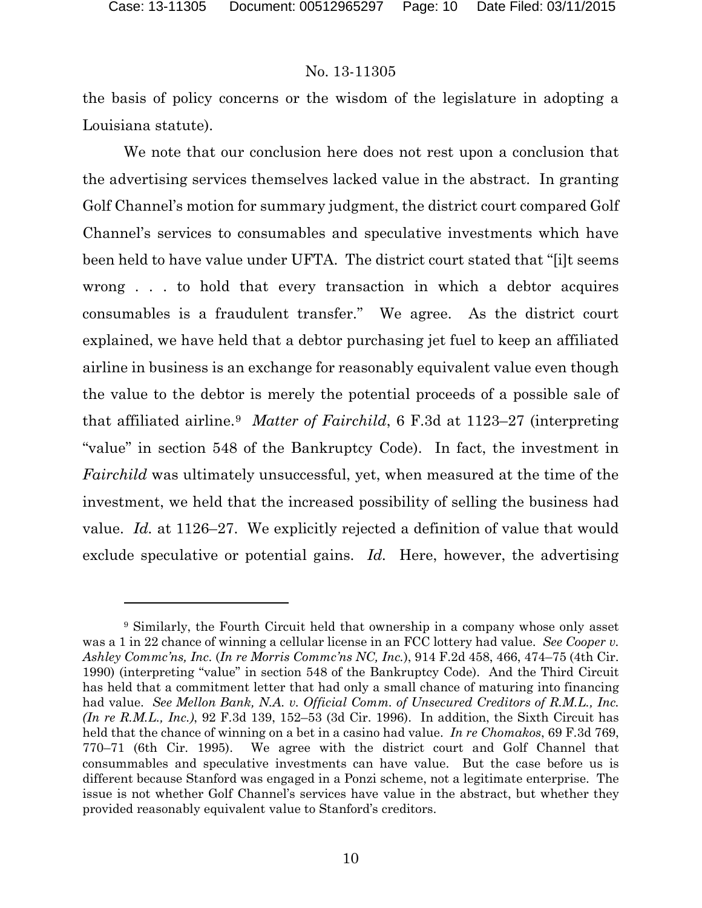the basis of policy concerns or the wisdom of the legislature in adopting a Louisiana statute).

We note that our conclusion here does not rest upon a conclusion that the advertising services themselves lacked value in the abstract. In granting Golf Channel's motion for summary judgment, the district court compared Golf Channel's services to consumables and speculative investments which have been held to have value under UFTA. The district court stated that "[i]t seems wrong . . . to hold that every transaction in which a debtor acquires consumables is a fraudulent transfer." We agree. As the district court explained, we have held that a debtor purchasing jet fuel to keep an affiliated airline in business is an exchange for reasonably equivalent value even though the value to the debtor is merely the potential proceeds of a possible sale of that affiliated airline.[9] *Matter of Fairchild*, 6 F.3d at 1123–27 (interpreting "value" in section 548 of the Bankruptcy Code). In fact, the investment in *Fairchild* was ultimately unsuccessful, yet, when measured at the time of the investment, we held that the increased possibility of selling the business had value. *Id.* at 1126–27. We explicitly rejected a definition of value that would exclude speculative or potential gains. *Id.* Here, however, the advertising

---

[9] Similarly, the Fourth Circuit held that ownership in a company whose only asset was a 1 in 22 chance of winning a cellular license in an FCC lottery had value. *See Cooper v. Ashley Commc'ns, Inc.* (*In re Morris Commc'ns NC, Inc.*), 914 F.2d 458, 466, 474–75 (4th Cir. 1990) (interpreting "value" in section 548 of the Bankruptcy Code). And the Third Circuit has held that a commitment letter that had only a small chance of maturing into financing had value. *See Mellon Bank, N.A. v. Official Comm. of Unsecured Creditors of R.M.L., Inc. (In re R.M.L., Inc.)*, 92 F.3d 139, 152–53 (3d Cir. 1996). In addition, the Sixth Circuit has held that the chance of winning on a bet in a casino had value. *In re Chomakos*, 69 F.3d 769, 770–71 (6th Cir. 1995). We agree with the district court and Golf Channel that consummables and speculative investments can have value. But the case before us is different because Stanford was engaged in a Ponzi scheme, not a legitimate enterprise. The issue is not whether Golf Channel's services have value in the abstract, but whether they provided reasonably equivalent value to Stanford's creditors.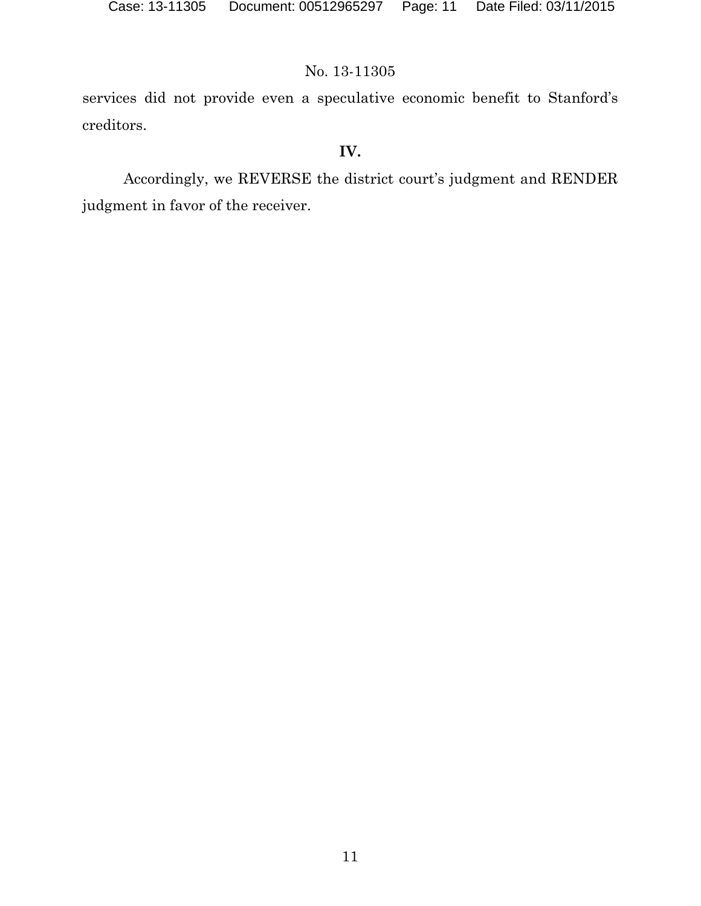services did not provide even a speculative economic benefit to Stanford's creditors.

## IV.

Accordingly, we REVERSE the district court's judgment and RENDER judgment in favor of the receiver.